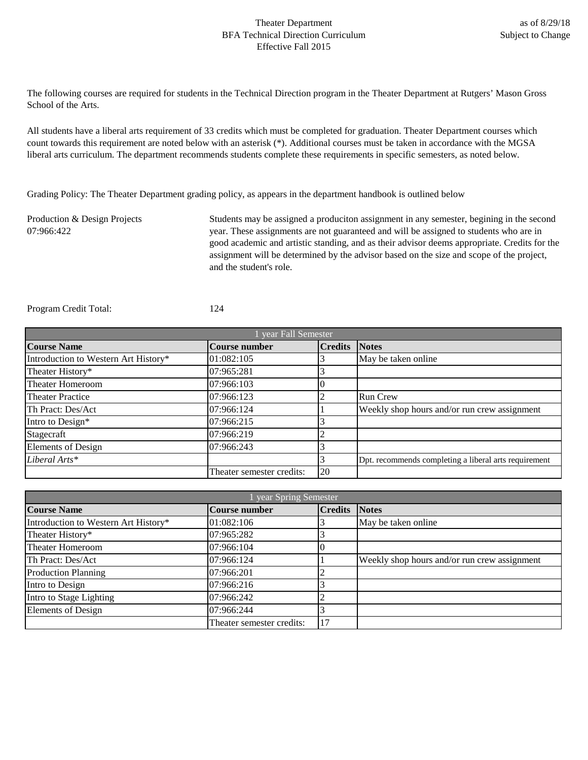Theater Department
BFA Technical Direction Curriculum
Effective Fall 2015

as of 8/29/18
Subject to Change

The following courses are required for students in the Technical Direction program in the Theater Department at Rutgers' Mason Gross School of the Arts.

All students have a liberal arts requirement of 33 credits which must be completed for graduation. Theater Department courses which count towards this requirement are noted below with an asterisk (*). Additional courses must be taken in accordance with the MGSA liberal arts curriculum. The department recommends students complete these requirements in specific semesters, as noted below.

Grading Policy: The Theater Department grading policy, as appears in the department handbook is outlined below

Production & Design Projects
07:966:422

Students may be assigned a produciton assignment in any semester, begining in the second year. These assignments are not guaranteed and will be assigned to students who are in good academic and artistic standing, and as their advisor deems appropriate. Credits for the assignment will be determined by the advisor based on the size and scope of the project, and the student's role.

Program Credit Total: 124

| 1 year Fall Semester | | | |
|---|---|---|---|
| **Course Name** | **Course number** | **Credits** | **Notes** |
| Introduction to Western Art History* | 01:082:105 | 3 | May be taken online |
| Theater History* | 07:965:281 | 3 | |
| Theater Homeroom | 07:966:103 | 0 | |
| Theater Practice | 07:966:123 | 2 | Run Crew |
| Th Pract: Des/Act | 07:966:124 | 1 | Weekly shop hours and/or run crew assignment |
| Intro to Design* | 07:966:215 | 3 | |
| Stagecraft | 07:966:219 | 2 | |
| Elements of Design | 07:966:243 | 3 | |
| *Liberal Arts** | | 3 | Dpt. recommends completing a liberal arts requirement |
| | Theater semester credits: | 20 | |

| 1 year Spring Semester | | | |
|---|---|---|---|
| **Course Name** | **Course number** | **Credits** | **Notes** |
| Introduction to Western Art History* | 01:082:106 | 3 | May be taken online |
| Theater History* | 07:965:282 | 3 | |
| Theater Homeroom | 07:966:104 | 0 | |
| Th Pract: Des/Act | 07:966:124 | 1 | Weekly shop hours and/or run crew assignment |
| Production Planning | 07:966:201 | 2 | |
| Intro to Design | 07:966:216 | 3 | |
| Intro to Stage Lighting | 07:966:242 | 2 | |
| Elements of Design | 07:966:244 | 3 | |
| | Theater semester credits: | 17 | |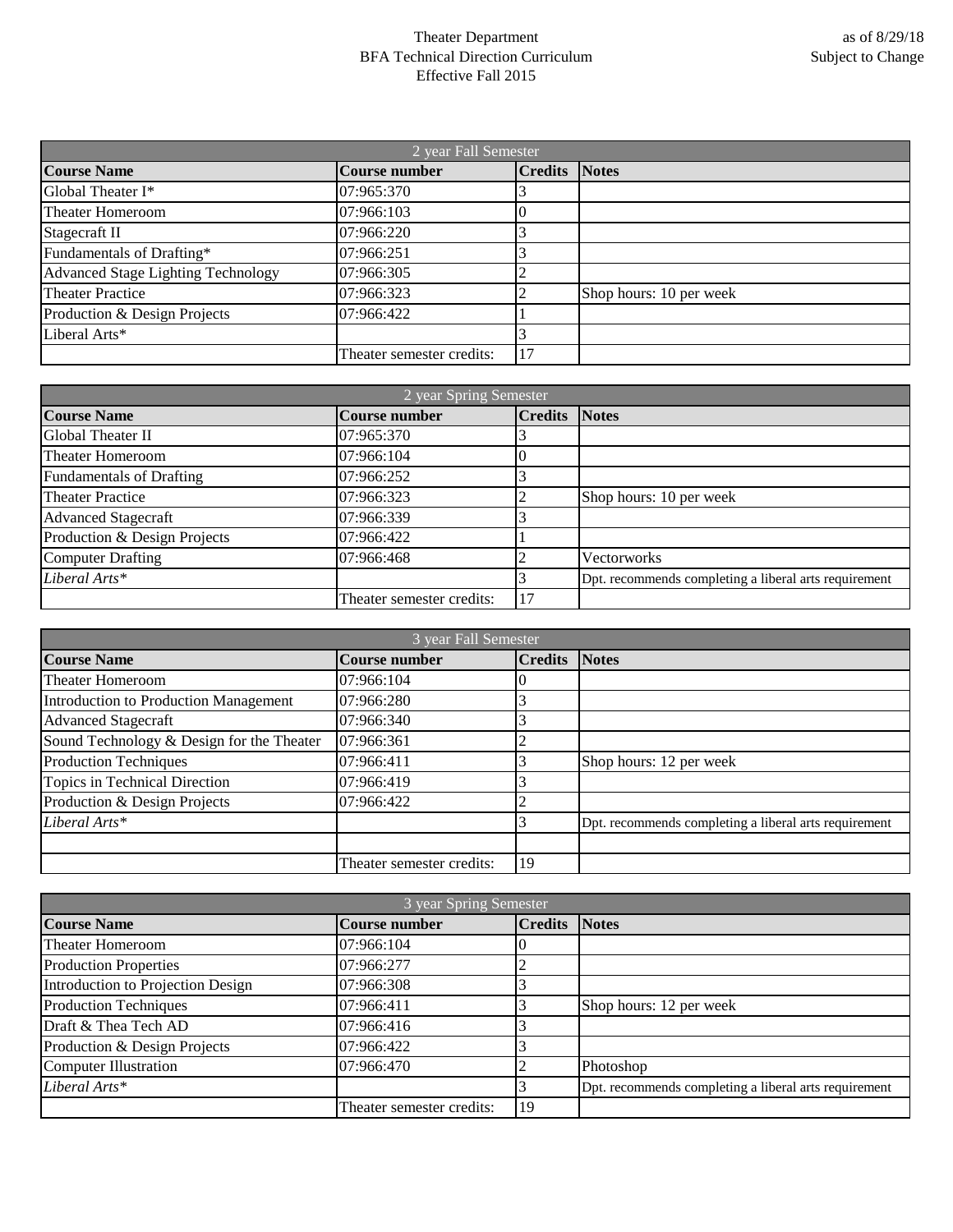Theater Department
BFA Technical Direction Curriculum
Effective Fall 2015

as of 8/29/18
Subject to Change

| 2 year Fall Semester | | | |
|---|---|---|---|
| **Course Name** | **Course number** | **Credits** | **Notes** |
| Global Theater I* | 07:965:370 | 3 | |
| Theater Homeroom | 07:966:103 | 0 | |
| Stagecraft II | 07:966:220 | 3 | |
| Fundamentals of Drafting* | 07:966:251 | 3 | |
| Advanced Stage Lighting Technology | 07:966:305 | 2 | |
| Theater Practice | 07:966:323 | 2 | Shop hours: 10 per week |
| Production & Design Projects | 07:966:422 | 1 | |
| Liberal Arts* | | 3 | |
| | Theater semester credits: | 17 | |

| 2 year Spring Semester | | | |
|---|---|---|---|
| **Course Name** | **Course number** | **Credits** | **Notes** |
| Global Theater II | 07:965:370 | 3 | |
| Theater Homeroom | 07:966:104 | 0 | |
| Fundamentals of Drafting | 07:966:252 | 3 | |
| Theater Practice | 07:966:323 | 2 | Shop hours: 10 per week |
| Advanced Stagecraft | 07:966:339 | 3 | |
| Production & Design Projects | 07:966:422 | 1 | |
| Computer Drafting | 07:966:468 | 2 | Vectorworks |
| *Liberal Arts** | | 3 | Dpt. recommends completing a liberal arts requirement |
| | Theater semester credits: | 17 | |

| 3 year Fall Semester | | | |
|---|---|---|---|
| **Course Name** | **Course number** | **Credits** | **Notes** |
| Theater Homeroom | 07:966:104 | 0 | |
| Introduction to Production Management | 07:966:280 | 3 | |
| Advanced Stagecraft | 07:966:340 | 3 | |
| Sound Technology & Design for the Theater | 07:966:361 | 2 | |
| Production Techniques | 07:966:411 | 3 | Shop hours: 12 per week |
| Topics in Technical Direction | 07:966:419 | 3 | |
| Production & Design Projects | 07:966:422 | 2 | |
| *Liberal Arts** | | 3 | Dpt. recommends completing a liberal arts requirement |
| | | | |
| | Theater semester credits: | 19 | |

| 3 year Spring Semester | | | |
|---|---|---|---|
| **Course Name** | **Course number** | **Credits** | **Notes** |
| Theater Homeroom | 07:966:104 | 0 | |
| Production Properties | 07:966:277 | 2 | |
| Introduction to Projection Design | 07:966:308 | 3 | |
| Production Techniques | 07:966:411 | 3 | Shop hours: 12 per week |
| Draft & Thea Tech AD | 07:966:416 | 3 | |
| Production & Design Projects | 07:966:422 | 3 | |
| Computer Illustration | 07:966:470 | 2 | Photoshop |
| *Liberal Arts** | | 3 | Dpt. recommends completing a liberal arts requirement |
| | Theater semester credits: | 19 | |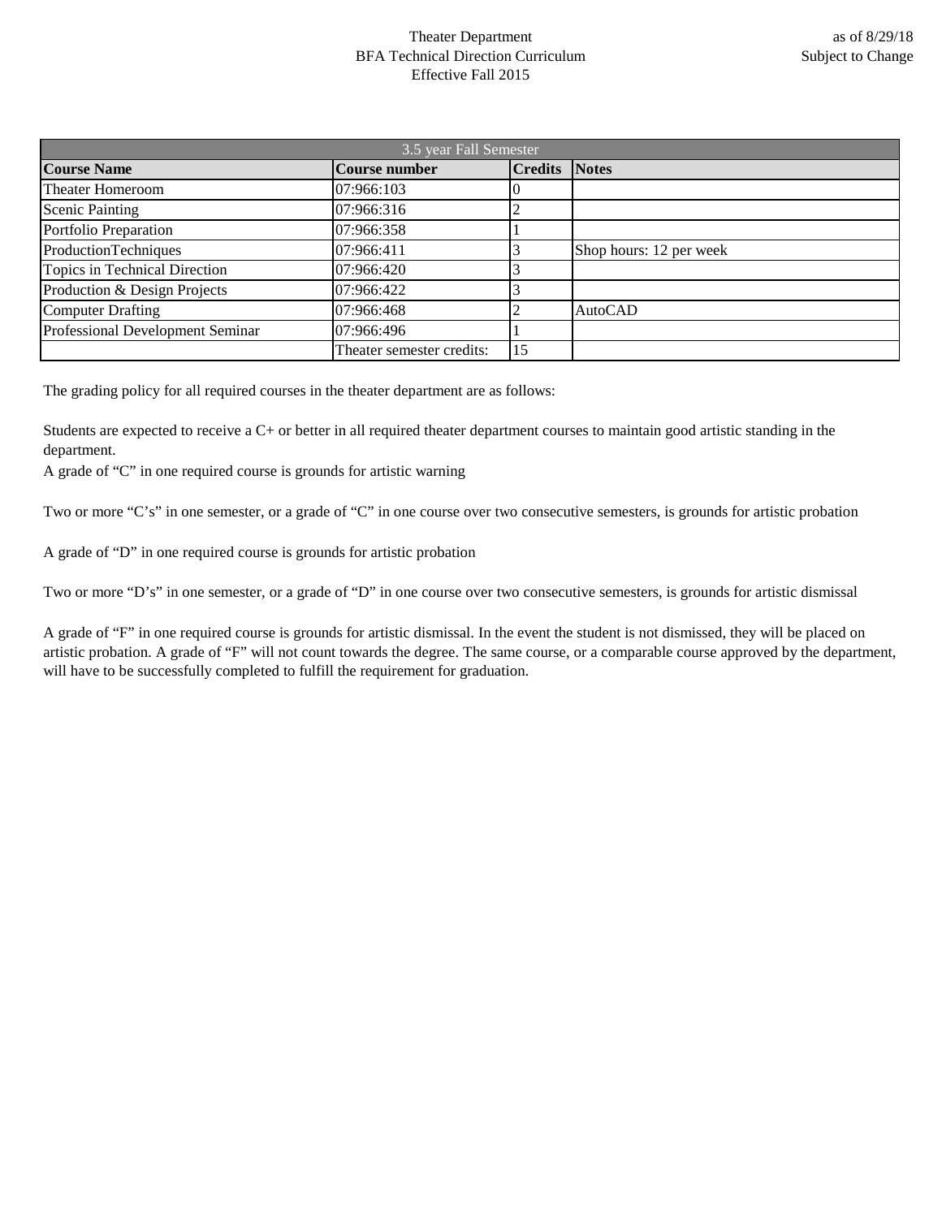Theater Department
BFA Technical Direction Curriculum
Effective Fall 2015

as of 8/29/18
Subject to Change

| 3.5 year Fall Semester | | | |
|---|---|---|---|
| **Course Name** | **Course number** | **Credits** | **Notes** |
| Theater Homeroom | 07:966:103 | 0 | |
| Scenic Painting | 07:966:316 | 2 | |
| Portfolio Preparation | 07:966:358 | 1 | |
| ProductionTechniques | 07:966:411 | 3 | Shop hours: 12 per week |
| Topics in Technical Direction | 07:966:420 | 3 | |
| Production & Design Projects | 07:966:422 | 3 | |
| Computer Drafting | 07:966:468 | 2 | AutoCAD |
| Professional Development Seminar | 07:966:496 | 1 | |
| | Theater semester credits: | 15 | |

The grading policy for all required courses in the theater department are as follows:

Students are expected to receive a C+ or better in all required theater department courses to maintain good artistic standing in the department.
A grade of "C" in one required course is grounds for artistic warning

Two or more "C's" in one semester, or a grade of "C" in one course over two consecutive semesters, is grounds for artistic probation

A grade of "D" in one required course is grounds for artistic probation

Two or more "D's" in one semester, or a grade of "D" in one course over two consecutive semesters, is grounds for artistic dismissal

A grade of "F" in one required course is grounds for artistic dismissal. In the event the student is not dismissed, they will be placed on artistic probation. A grade of "F" will not count towards the degree. The same course, or a comparable course approved by the department, will have to be successfully completed to fulfill the requirement for graduation.